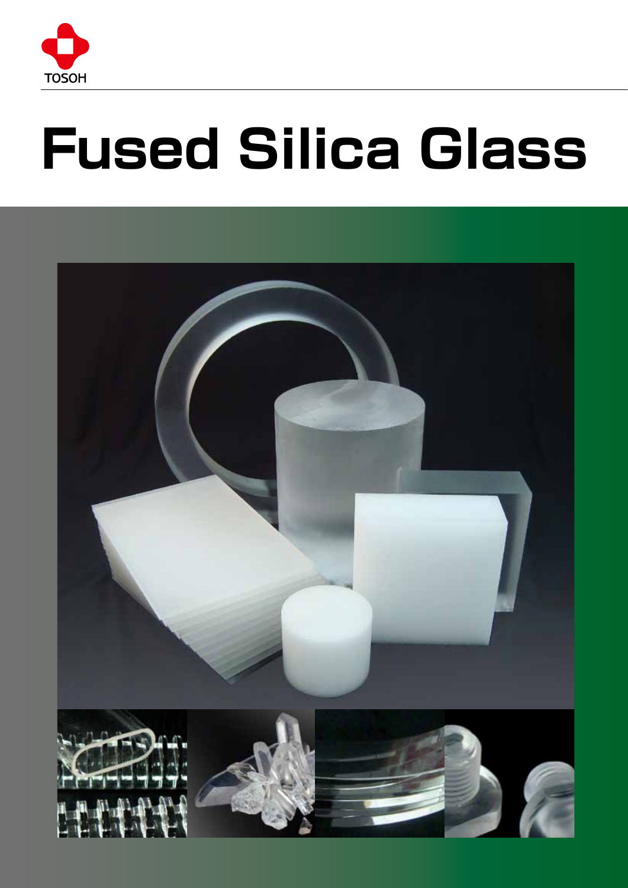TOSOH

# Fused Silica Glass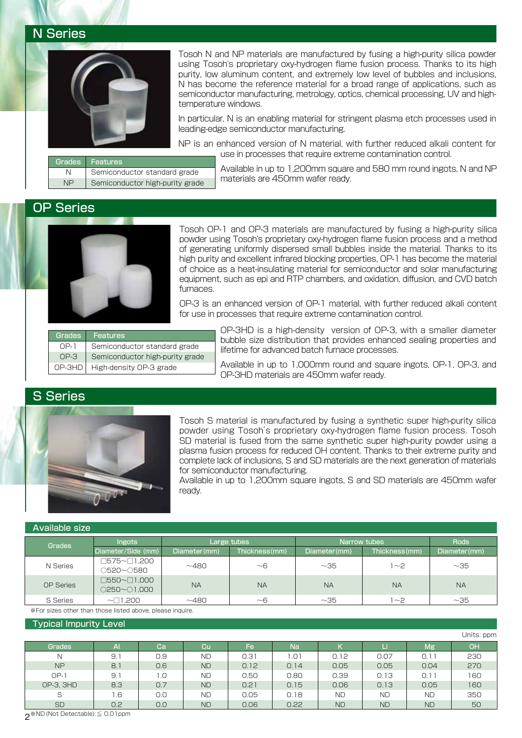## N Series

Tosoh N and NP materials are manufactured by fusing a high-purity silica powder using Tosoh's proprietary oxy-hydrogen flame fusion process. Thanks to its high purity, low aluminum content, and extremely low level of bubbles and inclusions, N has become the reference material for a broad range of applications, such as semiconductor manufacturing, metrology, optics, chemical processing, UV and high-temperature windows.

In particular, N is an enabling material for stringent plasma etch processes used in leading-edge semiconductor manufacturing.

NP is an enhanced version of N material, with further reduced alkali content for use in processes that require extreme contamination control.

| Grades | Features |
|---|---|
| N | Semiconductor standard grade |
| NP | Semiconductor high-purity grade |

Available in up to 1,200mm square and 580 mm round ingots, N and NP materials are 450mm wafer ready.

## OP Series

Tosoh OP-1 and OP-3 materials are manufactured by fusing a high-purity silica powder using Tosoh's proprietary oxy-hydrogen flame fusion process and a method of generating uniformly dispersed small bubbles inside the material. Thanks to its high purity and excellent infrared blocking properties, OP-1 has become the material of choice as a heat-insulating material for semiconductor and solar manufacturing equipment, such as epi and RTP chambers, and oxidation, diffusion, and CVD batch furnaces.

OP-3 is an enhanced version of OP-1 material, with further reduced alkali content for use in processes that require extreme contamination control.

| Grades | Features |
|---|---|
| OP-1 | Semiconductor standard grade |
| OP-3 | Semiconductor high-purity grade |
| OP-3HD | High-density OP-3 grade |

OP-3HD is a high-density version of OP-3, with a smaller diameter bubble size distribution that provides enhanced sealing properties and lifetime for advanced batch furnace processes.

Available in up to 1,000mm round and square ingots, OP-1, OP-3, and OP-3HD materials are 450mm wafer ready.

## S Series

Tosoh S material is manufactured by fusing a synthetic super high-purity silica powder using Tosoh's proprietary oxy-hydrogen flame fusion process. Tosoh SD material is fused from the same synthetic super high-purity powder using a plasma fusion process for reduced OH content. Thanks to their extreme purity and complete lack of inclusions, S and SD materials are the next generation of materials for semiconductor manufacturing.

Available in up to 1,200mm square ingots, S and SD materials are 450mm wafer ready.

### Available size

| Grades | Ingots | Large tubes | | Narrow tubes | | Rods |
|---|---|---|---|---|---|---|
| | Diameter/Side (mm) | Diameter (mm) | Thickness (mm) | Diameter (mm) | Thickness (mm) | Diameter (mm) |
| N Series | □575~□1,200<br>○520~○580 | ~480 | ~6 | ~35 | 1~2 | ~35 |
| OP Series | □550~□1,000<br>○250~○1,000 | NA | NA | NA | NA | NA |
| S Series | ~□1,200 | ~480 | ~6 | ~35 | 1~2 | ~35 |

※For sizes other than those listed above, please inquire.

### Typical Impurity Level

Units: ppm

| Grades | Al | Ca | Cu | Fe | Na | K | Li | Mg | OH |
|---|---|---|---|---|---|---|---|---|---|
| N | 9.1 | 0.9 | ND | 0.31 | 1.01 | 0.12 | 0.07 | 0.11 | 230 |
| NP | 8.1 | 0.6 | ND | 0.12 | 0.14 | 0.05 | 0.05 | 0.04 | 270 |
| OP-1 | 9.1 | 1.0 | ND | 0.50 | 0.80 | 0.39 | 0.13 | 0.11 | 160 |
| OP-3, 3HD | 8.3 | 0.7 | ND | 0.21 | 0.15 | 0.06 | 0.13 | 0.05 | 160 |
| S | 1.6 | 0.0 | ND | 0.05 | 0.18 | ND | ND | ND | 350 |
| SD | 0.2 | 0.0 | ND | 0.06 | 0.22 | ND | ND | ND | 50 |

※ND (Not Detectable): ≦ 0.01ppm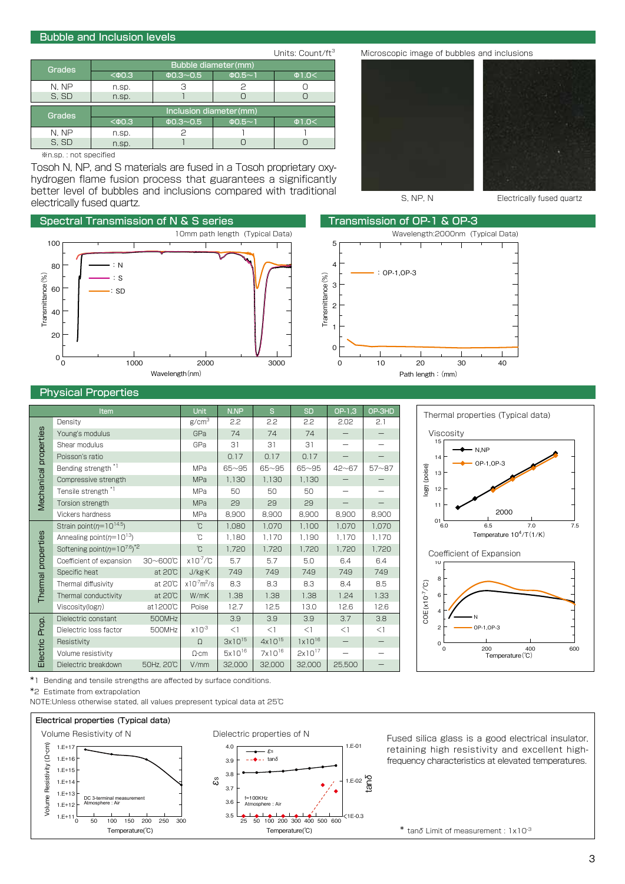## Bubble and Inclusion levels

Units: Count/ft³

| Grades | Bubble diameter(mm) | | | |
|---|---|---|---|---|
| | <Φ0.3 | Φ0.3~0.5 | Φ0.5~1 | Φ1.0< |
| N, NP | n.sp. | 3 | 2 | 0 |
| S, SD | n.sp. | 1 | 0 | 0 |

| Grades | Inclusion diameter(mm) | | | |
|---|---|---|---|---|
| | <Φ0.3 | Φ0.3~0.5 | Φ0.5~1 | Φ1.0< |
| N, NP | n.sp. | 2 | 1 | 1 |
| S, SD | n.sp. | 1 | 0 | 0 |

※n.sp. : not specified

Tosoh N, NP, and S materials are fused in a Tosoh proprietary oxy-hydrogen flame fusion process that guarantees a significantly better level of bubbles and inclusions compared with traditional electrically fused quartz.

Microscopic image of bubbles and inclusions

S, NP, N — Electrically fused quartz

## Spectral Transmission of N & S series

10mm path length (Typical Data)

## Transmission of OP-1 & OP-3

Wavelength:2000nm (Typical Data)

## Physical Properties

| | Item | | Unit | N,NP | S | SD | OP-1,3 | OP-3HD |
|---|---|---|---|---|---|---|---|---|
| Mechanical properties | Density | | g/cm³ | 2.2 | 2.2 | 2.2 | 2.02 | 2.1 |
| | Young's modulus | | GPa | 74 | 74 | 74 | — | — |
| | Shear modulus | | GPa | 31 | 31 | 31 | — | — |
| | Poisson's ratio | | | 0.17 | 0.17 | 0.17 | — | — |
| | Bending strength *1 | | MPa | 65~95 | 65~95 | 65~95 | 42~67 | 57~87 |
| | Compressive strength | | MPa | 1,130 | 1,130 | 1,130 | — | — |
| | Tensile strength *1 | | MPa | 50 | 50 | 50 | — | — |
| | Torsion strength | | MPa | 29 | 29 | 29 | — | — |
| | Vickers hardness | | MPa | 8,900 | 8,900 | 8,900 | 8,900 | 8,900 |
| Thermal properties | Strain point($\eta=10^{14.5}$) | | ℃ | 1,080 | 1,070 | 1,100 | 1,070 | 1,070 |
| | Annealing point($\eta=10^{13}$) | | ℃ | 1,180 | 1,170 | 1,190 | 1,170 | 1,170 |
| | Softening point($\eta=10^{7.6}$)*2 | | ℃ | 1,720 | 1,720 | 1,720 | 1,720 | 1,720 |
| | Coefficient of expansion | 30~600℃ | $\times10^{-7}$/℃ | 5.7 | 5.7 | 5.0 | 6.4 | 6.4 |
| | Specific heat | at 20℃ | J/kg·K | 749 | 749 | 749 | 749 | 749 |
| | Thermal diffusivity | at 20℃ | $\times10^{-7}$m²/s | 8.3 | 8.3 | 8.3 | 8.4 | 8.5 |
| | Thermal conductivity | at 20℃ | W/mK | 1.38 | 1.38 | 1.38 | 1.24 | 1.33 |
| | Viscosity(log$\eta$) | at 1200℃ | Poise | 12.7 | 12.5 | 13.0 | 12.6 | 12.6 |
| Electric Prop. | Dielectric constant | 500MHz | | 3.9 | 3.9 | 3.9 | 3.7 | 3.8 |
| | Dielectric loss factor | 500MHz | $\times10^{-3}$ | <1 | <1 | <1 | <1 | <1 |
| | Resistivity | | Ω | $3\times10^{15}$ | $4\times10^{15}$ | $1\times10^{16}$ | — | — |
| | Volume resistivity | | Ω·cm | $5\times10^{16}$ | $7\times10^{16}$ | $2\times10^{17}$ | — | — |
| | Dielectric breakdown | 50Hz, 20℃ | V/mm | 32,000 | 32,000 | 32,000 | 25,500 | — |

*1 Bending and tensile strengths are affected by surface conditions.
*2 Estimate from extrapolation
NOTE:Unless otherwise stated, all values prepresent typical data at 25℃

Thermal properties (Typical data)

Viscosity

Coefficient of Expansion

Electrical properties (Typical data)

Volume Resistivity of N

Dielectric properties of N

Fused silica glass is a good electrical insulator, retaining high resistivity and excellent high-frequency characteristics at elevated temperatures.

* tan$\delta$ Limit of measurement : $1\times10^{-3}$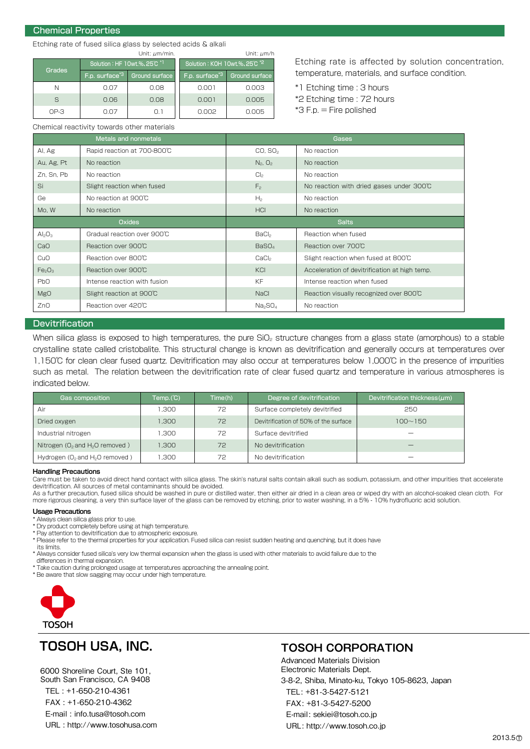## Chemical Properties

Etching rate of fused silica glass by selected acids & alkali

| Grades | Solution : HF 10wt.%, 25℃ [*1] (Unit: μm/min.) | | Solution : KOH 10wt.%, 25℃ [*2] (Unit: μm/h) | |
|---|---|---|---|---|
| | F.p. surface[*3] | Ground surface | F.p. surface[*3] | Ground surface |
| N | 0.07 | 0.08 | 0.001 | 0.003 |
| S | 0.06 | 0.08 | 0.001 | 0.005 |
| OP-3 | 0.07 | 0.1 | 0.002 | 0.005 |

Etching rate is affected by solution concentration, temperature, materials, and surface condition.

*1 Etching time : 3 hours
*2 Etching time : 72 hours
*3 F.p. = Fire polished

Chemical reactivity towards other materials

| Metals and nonmetals | | Gases | |
|---|---|---|---|
| Al, Ag | Rapid reaction at 700-800℃ | CO, $SO_2$ | No reaction |
| Au, Ag, Pt | No reaction | $N_2$, $O_2$ | No reaction |
| Zn, Sn, Pb | No reaction | $Cl_2$ | No reaction |
| Si | Slight reaction when fused | $F_2$ | No reaction with dried gases under 300℃ |
| Ge | No reaction at 900℃ | $H_2$ | No reaction |
| Mo, W | No reaction | HCl | No reaction |
| **Oxides** | | **Salts** | |
| $Al_2O_3$ | Gradual reaction over 900℃ | $BaCl_2$ | Reaction when fused |
| CaO | Reaction over 900℃ | $BaSO_4$ | Reaction over 700℃ |
| CuO | Reaction over 800℃ | $CaCl_2$ | Slight reaction when fused at 800℃ |
| $Fe_2O_3$ | Reaction over 900℃ | KCl | Acceleration of devitrification at high temp. |
| PbO | Intense reaction with fusion | KF | Intense reaction when fused |
| MgO | Slight reaction at 900℃ | NaCl | Reaction visually recognized over 800℃ |
| ZnO | Reaction over 420℃ | $Na_2SO_4$ | No reaction |

## Devitrification

When silica glass is exposed to high temperatures, the pure $SiO_2$ structure changes from a glass state (amorphous) to a stable crystalline state called cristobalite. This structural change is known as devitrification and generally occurs at temperatures over 1,150℃ for clean clear fused quartz. Devitrification may also occur at temperatures below 1,000℃ in the presence of impurities such as metal. The relation between the devitrification rate of clear fused quartz and temperature in various atmospheres is indicated below.

| Gas composition | Temp.(℃) | Time(h) | Degree of devitrification | Devitrification thickness(μm) |
|---|---|---|---|---|
| Air | 1,300 | 72 | Surface completely devitrified | 250 |
| Dried oxygen | 1,300 | 72 | Devitrification of 50% of the surface | 100~150 |
| Industrial nitrogen | 1,300 | 72 | Surface devitrified | — |
| Nitrogen ($O_2$ and $H_2O$ removed ) | 1,300 | 72 | No devitrification | — |
| Hydrogen ($O_2$ and $H_2O$ removed ) | 1,300 | 72 | No devitrification | — |

**Handling Precautions**

Care must be taken to avoid direct hand contact with silica glass. The skin's natural salts contain alkali such as sodium, potassium, and other impurities that accelerate devitrification. All sources of metal contaminants should be avoided.
As a further precaution, fused silica should be washed in pure or distilled water, then either air dried in a clean area or wiped dry with an alcohol-soaked clean cloth. For more rigorous cleaning, a very thin surface layer of the glass can be removed by etching, prior to water washing, in a 5% - 10% hydrofluoric acid solution.

**Usage Precautions**

* Always clean silica glass prior to use.
* Dry product completely before using at high temperature.
* Pay attention to devitrification due to atmospheric exposure.
* Please refer to the thermal properties for your application. Fused silica can resist sudden heating and quenching, but it does have its limits.
* Always consider fused silica's very low thermal expansion when the glass is used with other materials to avoid failure due to the differences in thermal expansion.
* Take caution during prolonged usage at temperatures approaching the annealing point.
* Be aware that slow sagging may occur under high temperature.

TOSOH

## TOSOH USA, INC.

6000 Shoreline Court, Ste 101,
South San Francisco, CA 9408
TEL : +1-650-210-4361
FAX : +1-650-210-4362
E-mail : info.tusa@tosoh.com
URL : http://www.tosohusa.com

## TOSOH CORPORATION

Advanced Materials Division
Electronic Materials Dept.
3-8-2, Shiba, Minato-ku, Tokyo 105-8623, Japan
TEL: +81-3-5427-5121
FAX: +81-3-5427-5200
E-mail: sekiei@tosoh.co.jp
URL: http://www.tosoh.co.jp

2013.5Ⓣ